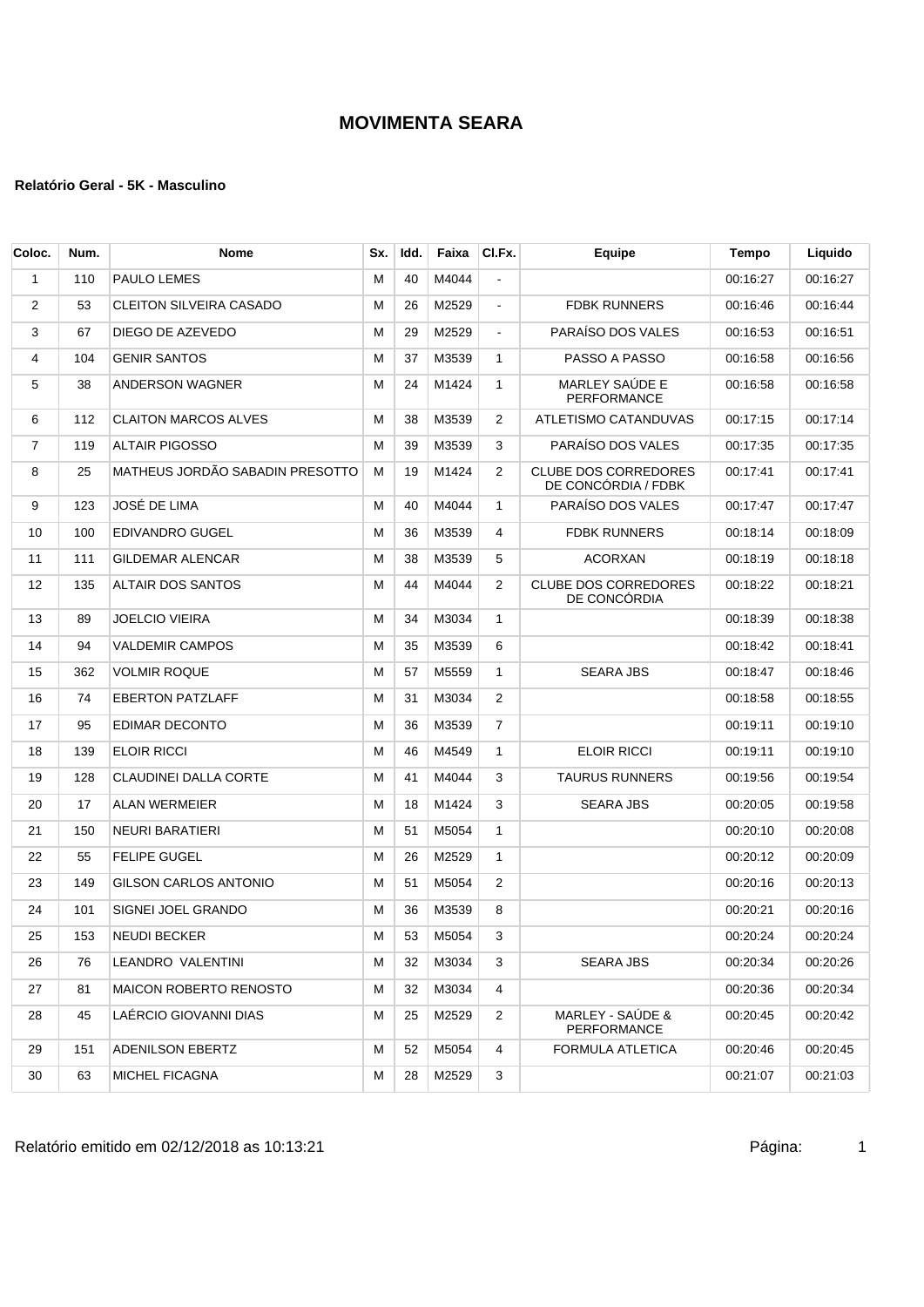# MOVIMENTA SEARA

**Relatório Geral - 5K - Masculino**

| Coloc. | Num. | Nome | Sx. | Idd. | Faixa | Cl.Fx. | Equipe | Tempo | Liquido |
|---|---|---|---|---|---|---|---|---|---|
| 1 | 110 | PAULO LEMES | M | 40 | M4044 | - | | 00:16:27 | 00:16:27 |
| 2 | 53 | CLEITON SILVEIRA CASADO | M | 26 | M2529 | - | FDBK RUNNERS | 00:16:46 | 00:16:44 |
| 3 | 67 | DIEGO DE AZEVEDO | M | 29 | M2529 | - | PARAÍSO DOS VALES | 00:16:53 | 00:16:51 |
| 4 | 104 | GENIR SANTOS | M | 37 | M3539 | 1 | PASSO A PASSO | 00:16:58 | 00:16:56 |
| 5 | 38 | ANDERSON WAGNER | M | 24 | M1424 | 1 | MARLEY SAÚDE E PERFORMANCE | 00:16:58 | 00:16:58 |
| 6 | 112 | CLAITON MARCOS ALVES | M | 38 | M3539 | 2 | ATLETISMO CATANDUVAS | 00:17:15 | 00:17:14 |
| 7 | 119 | ALTAIR PIGOSSO | M | 39 | M3539 | 3 | PARAÍSO DOS VALES | 00:17:35 | 00:17:35 |
| 8 | 25 | MATHEUS JORDÃO SABADIN PRESOTTO | M | 19 | M1424 | 2 | CLUBE DOS CORREDORES DE CONCÓRDIA / FDBK | 00:17:41 | 00:17:41 |
| 9 | 123 | JOSÉ DE LIMA | M | 40 | M4044 | 1 | PARAÍSO DOS VALES | 00:17:47 | 00:17:47 |
| 10 | 100 | EDIVANDRO GUGEL | M | 36 | M3539 | 4 | FDBK RUNNERS | 00:18:14 | 00:18:09 |
| 11 | 111 | GILDEMAR ALENCAR | M | 38 | M3539 | 5 | ACORXAN | 00:18:19 | 00:18:18 |
| 12 | 135 | ALTAIR DOS SANTOS | M | 44 | M4044 | 2 | CLUBE DOS CORREDORES DE CONCÓRDIA | 00:18:22 | 00:18:21 |
| 13 | 89 | JOELCIO VIEIRA | M | 34 | M3034 | 1 | | 00:18:39 | 00:18:38 |
| 14 | 94 | VALDEMIR CAMPOS | M | 35 | M3539 | 6 | | 00:18:42 | 00:18:41 |
| 15 | 362 | VOLMIR ROQUE | M | 57 | M5559 | 1 | SEARA JBS | 00:18:47 | 00:18:46 |
| 16 | 74 | EBERTON PATZLAFF | M | 31 | M3034 | 2 | | 00:18:58 | 00:18:55 |
| 17 | 95 | EDIMAR DECONTO | M | 36 | M3539 | 7 | | 00:19:11 | 00:19:10 |
| 18 | 139 | ELOIR RICCI | M | 46 | M4549 | 1 | ELOIR RICCI | 00:19:11 | 00:19:10 |
| 19 | 128 | CLAUDINEI DALLA CORTE | M | 41 | M4044 | 3 | TAURUS RUNNERS | 00:19:56 | 00:19:54 |
| 20 | 17 | ALAN WERMEIER | M | 18 | M1424 | 3 | SEARA JBS | 00:20:05 | 00:19:58 |
| 21 | 150 | NEURI BARATIERI | M | 51 | M5054 | 1 | | 00:20:10 | 00:20:08 |
| 22 | 55 | FELIPE GUGEL | M | 26 | M2529 | 1 | | 00:20:12 | 00:20:09 |
| 23 | 149 | GILSON CARLOS ANTONIO | M | 51 | M5054 | 2 | | 00:20:16 | 00:20:13 |
| 24 | 101 | SIGNEI JOEL GRANDO | M | 36 | M3539 | 8 | | 00:20:21 | 00:20:16 |
| 25 | 153 | NEUDI BECKER | M | 53 | M5054 | 3 | | 00:20:24 | 00:20:24 |
| 26 | 76 | LEANDRO VALENTINI | M | 32 | M3034 | 3 | SEARA JBS | 00:20:34 | 00:20:26 |
| 27 | 81 | MAICON ROBERTO RENOSTO | M | 32 | M3034 | 4 | | 00:20:36 | 00:20:34 |
| 28 | 45 | LAÉRCIO GIOVANNI DIAS | M | 25 | M2529 | 2 | MARLEY - SAÚDE & PERFORMANCE | 00:20:45 | 00:20:42 |
| 29 | 151 | ADENILSON EBERTZ | M | 52 | M5054 | 4 | FORMULA ATLETICA | 00:20:46 | 00:20:45 |
| 30 | 63 | MICHEL FICAGNA | M | 28 | M2529 | 3 | | 00:21:07 | 00:21:03 |

Relatório emitido em 02/12/2018 as 10:13:21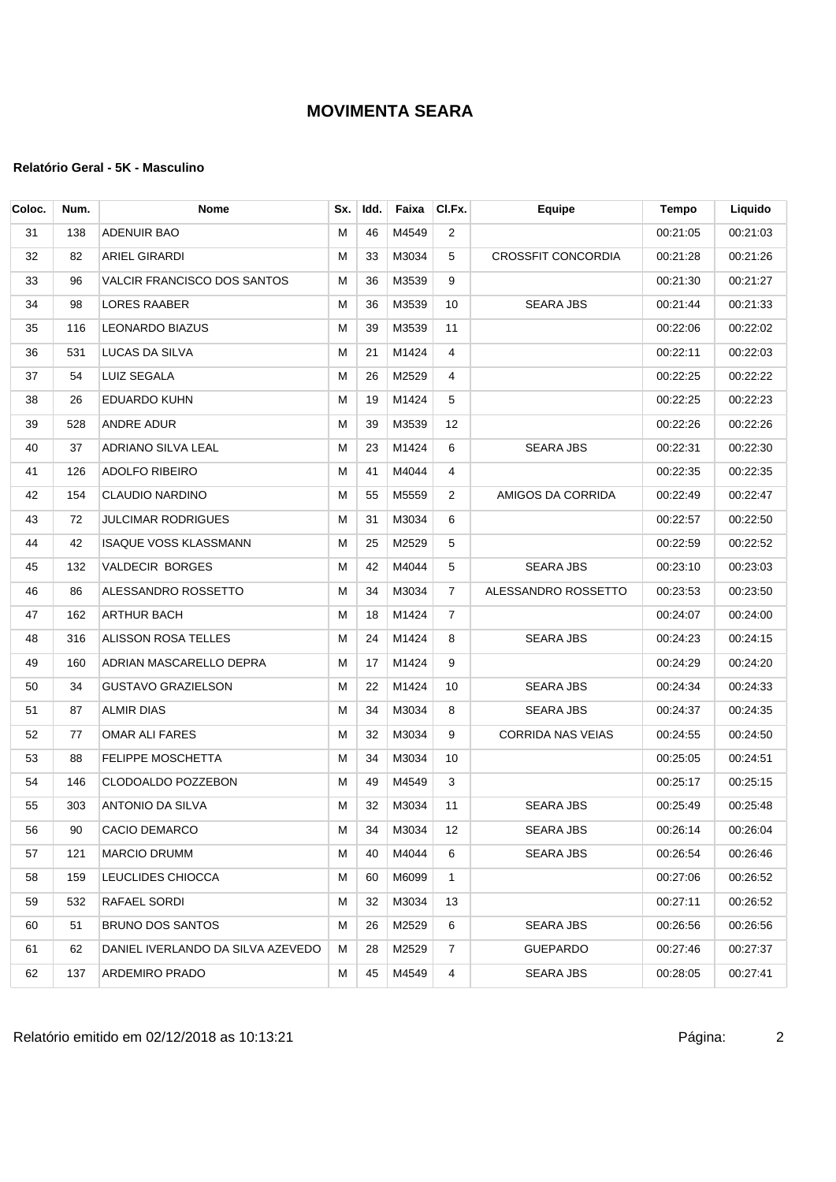# MOVIMENTA SEARA

**Relatório Geral - 5K - Masculino**

| Coloc. | Num. | Nome | Sx. | Idd. | Faixa | Cl.Fx. | Equipe | Tempo | Liquido |
|---|---|---|---|---|---|---|---|---|---|
| 31 | 138 | ADENUIR BAO | M | 46 | M4549 | 2 | | 00:21:05 | 00:21:03 |
| 32 | 82 | ARIEL GIRARDI | M | 33 | M3034 | 5 | CROSSFIT CONCORDIA | 00:21:28 | 00:21:26 |
| 33 | 96 | VALCIR FRANCISCO DOS SANTOS | M | 36 | M3539 | 9 | | 00:21:30 | 00:21:27 |
| 34 | 98 | LORES RAABER | M | 36 | M3539 | 10 | SEARA JBS | 00:21:44 | 00:21:33 |
| 35 | 116 | LEONARDO BIAZUS | M | 39 | M3539 | 11 | | 00:22:06 | 00:22:02 |
| 36 | 531 | LUCAS DA SILVA | M | 21 | M1424 | 4 | | 00:22:11 | 00:22:03 |
| 37 | 54 | LUIZ SEGALA | M | 26 | M2529 | 4 | | 00:22:25 | 00:22:22 |
| 38 | 26 | EDUARDO KUHN | M | 19 | M1424 | 5 | | 00:22:25 | 00:22:23 |
| 39 | 528 | ANDRE ADUR | M | 39 | M3539 | 12 | | 00:22:26 | 00:22:26 |
| 40 | 37 | ADRIANO SILVA LEAL | M | 23 | M1424 | 6 | SEARA JBS | 00:22:31 | 00:22:30 |
| 41 | 126 | ADOLFO RIBEIRO | M | 41 | M4044 | 4 | | 00:22:35 | 00:22:35 |
| 42 | 154 | CLAUDIO NARDINO | M | 55 | M5559 | 2 | AMIGOS DA CORRIDA | 00:22:49 | 00:22:47 |
| 43 | 72 | JULCIMAR RODRIGUES | M | 31 | M3034 | 6 | | 00:22:57 | 00:22:50 |
| 44 | 42 | ISAQUE VOSS KLASSMANN | M | 25 | M2529 | 5 | | 00:22:59 | 00:22:52 |
| 45 | 132 | VALDECIR BORGES | M | 42 | M4044 | 5 | SEARA JBS | 00:23:10 | 00:23:03 |
| 46 | 86 | ALESSANDRO ROSSETTO | M | 34 | M3034 | 7 | ALESSANDRO ROSSETTO | 00:23:53 | 00:23:50 |
| 47 | 162 | ARTHUR BACH | M | 18 | M1424 | 7 | | 00:24:07 | 00:24:00 |
| 48 | 316 | ALISSON ROSA TELLES | M | 24 | M1424 | 8 | SEARA JBS | 00:24:23 | 00:24:15 |
| 49 | 160 | ADRIAN MASCARELLO DEPRA | M | 17 | M1424 | 9 | | 00:24:29 | 00:24:20 |
| 50 | 34 | GUSTAVO GRAZIELSON | M | 22 | M1424 | 10 | SEARA JBS | 00:24:34 | 00:24:33 |
| 51 | 87 | ALMIR DIAS | M | 34 | M3034 | 8 | SEARA JBS | 00:24:37 | 00:24:35 |
| 52 | 77 | OMAR ALI FARES | M | 32 | M3034 | 9 | CORRIDA NAS VEIAS | 00:24:55 | 00:24:50 |
| 53 | 88 | FELIPPE MOSCHETTA | M | 34 | M3034 | 10 | | 00:25:05 | 00:24:51 |
| 54 | 146 | CLODOALDO POZZEBON | M | 49 | M4549 | 3 | | 00:25:17 | 00:25:15 |
| 55 | 303 | ANTONIO DA SILVA | M | 32 | M3034 | 11 | SEARA JBS | 00:25:49 | 00:25:48 |
| 56 | 90 | CACIO DEMARCO | M | 34 | M3034 | 12 | SEARA JBS | 00:26:14 | 00:26:04 |
| 57 | 121 | MARCIO DRUMM | M | 40 | M4044 | 6 | SEARA JBS | 00:26:54 | 00:26:46 |
| 58 | 159 | LEUCLIDES CHIOCCA | M | 60 | M6099 | 1 | | 00:27:06 | 00:26:52 |
| 59 | 532 | RAFAEL SORDI | M | 32 | M3034 | 13 | | 00:27:11 | 00:26:52 |
| 60 | 51 | BRUNO DOS SANTOS | M | 26 | M2529 | 6 | SEARA JBS | 00:26:56 | 00:26:56 |
| 61 | 62 | DANIEL IVERLANDO DA SILVA AZEVEDO | M | 28 | M2529 | 7 | GUEPARDO | 00:27:46 | 00:27:37 |
| 62 | 137 | ARDEMIRO PRADO | M | 45 | M4549 | 4 | SEARA JBS | 00:28:05 | 00:27:41 |

Relatório emitido em 02/12/2018 as 10:13:21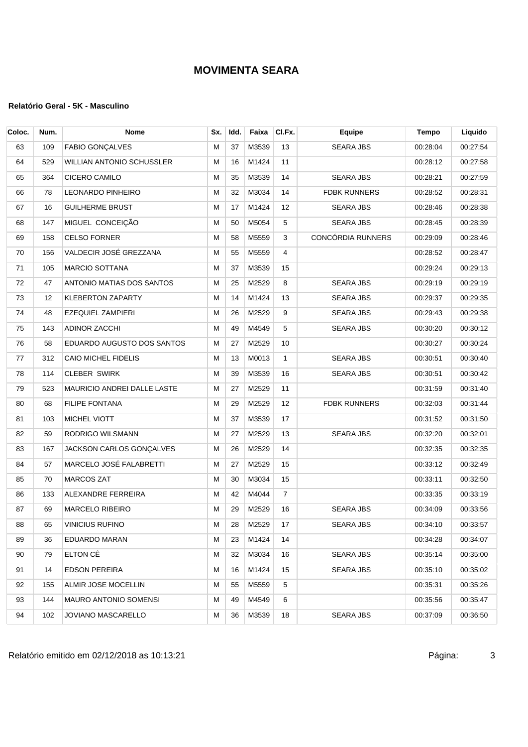# MOVIMENTA SEARA

**Relatório Geral - 5K - Masculino**

| Coloc. | Num. | Nome | Sx. | Idd. | Faixa | Cl.Fx. | Equipe | Tempo | Liquido |
|---|---|---|---|---|---|---|---|---|---|
| 63 | 109 | FABIO GONÇALVES | M | 37 | M3539 | 13 | SEARA JBS | 00:28:04 | 00:27:54 |
| 64 | 529 | WILLIAN ANTONIO SCHUSSLER | M | 16 | M1424 | 11 | | 00:28:12 | 00:27:58 |
| 65 | 364 | CICERO CAMILO | M | 35 | M3539 | 14 | SEARA JBS | 00:28:21 | 00:27:59 |
| 66 | 78 | LEONARDO PINHEIRO | M | 32 | M3034 | 14 | FDBK RUNNERS | 00:28:52 | 00:28:31 |
| 67 | 16 | GUILHERME BRUST | M | 17 | M1424 | 12 | SEARA JBS | 00:28:46 | 00:28:38 |
| 68 | 147 | MIGUEL CONCEIÇÃO | M | 50 | M5054 | 5 | SEARA JBS | 00:28:45 | 00:28:39 |
| 69 | 158 | CELSO FORNER | M | 58 | M5559 | 3 | CONCÓRDIA RUNNERS | 00:29:09 | 00:28:46 |
| 70 | 156 | VALDECIR JOSÉ GREZZANA | M | 55 | M5559 | 4 | | 00:28:52 | 00:28:47 |
| 71 | 105 | MARCIO SOTTANA | M | 37 | M3539 | 15 | | 00:29:24 | 00:29:13 |
| 72 | 47 | ANTONIO MATIAS DOS SANTOS | M | 25 | M2529 | 8 | SEARA JBS | 00:29:19 | 00:29:19 |
| 73 | 12 | KLEBERTON ZAPARTY | M | 14 | M1424 | 13 | SEARA JBS | 00:29:37 | 00:29:35 |
| 74 | 48 | EZEQUIEL ZAMPIERI | M | 26 | M2529 | 9 | SEARA JBS | 00:29:43 | 00:29:38 |
| 75 | 143 | ADINOR ZACCHI | M | 49 | M4549 | 5 | SEARA JBS | 00:30:20 | 00:30:12 |
| 76 | 58 | EDUARDO AUGUSTO DOS SANTOS | M | 27 | M2529 | 10 | | 00:30:27 | 00:30:24 |
| 77 | 312 | CAIO MICHEL FIDELIS | M | 13 | M0013 | 1 | SEARA JBS | 00:30:51 | 00:30:40 |
| 78 | 114 | CLEBER SWIRK | M | 39 | M3539 | 16 | SEARA JBS | 00:30:51 | 00:30:42 |
| 79 | 523 | MAURICIO ANDREI DALLE LASTE | M | 27 | M2529 | 11 | | 00:31:59 | 00:31:40 |
| 80 | 68 | FILIPE FONTANA | M | 29 | M2529 | 12 | FDBK RUNNERS | 00:32:03 | 00:31:44 |
| 81 | 103 | MICHEL VIOTT | M | 37 | M3539 | 17 | | 00:31:52 | 00:31:50 |
| 82 | 59 | RODRIGO WILSMANN | M | 27 | M2529 | 13 | SEARA JBS | 00:32:20 | 00:32:01 |
| 83 | 167 | JACKSON CARLOS GONÇALVES | M | 26 | M2529 | 14 | | 00:32:35 | 00:32:35 |
| 84 | 57 | MARCELO JOSÉ FALABRETTI | M | 27 | M2529 | 15 | | 00:33:12 | 00:32:49 |
| 85 | 70 | MARCOS ZAT | M | 30 | M3034 | 15 | | 00:33:11 | 00:32:50 |
| 86 | 133 | ALEXANDRE FERREIRA | M | 42 | M4044 | 7 | | 00:33:35 | 00:33:19 |
| 87 | 69 | MARCELO RIBEIRO | M | 29 | M2529 | 16 | SEARA JBS | 00:34:09 | 00:33:56 |
| 88 | 65 | VINICIUS RUFINO | M | 28 | M2529 | 17 | SEARA JBS | 00:34:10 | 00:33:57 |
| 89 | 36 | EDUARDO MARAN | M | 23 | M1424 | 14 | | 00:34:28 | 00:34:07 |
| 90 | 79 | ELTON CÊ | M | 32 | M3034 | 16 | SEARA JBS | 00:35:14 | 00:35:00 |
| 91 | 14 | EDSON PEREIRA | M | 16 | M1424 | 15 | SEARA JBS | 00:35:10 | 00:35:02 |
| 92 | 155 | ALMIR JOSE MOCELLIN | M | 55 | M5559 | 5 | | 00:35:31 | 00:35:26 |
| 93 | 144 | MAURO ANTONIO SOMENSI | M | 49 | M4549 | 6 | | 00:35:56 | 00:35:47 |
| 94 | 102 | JOVIANO MASCARELLO | M | 36 | M3539 | 18 | SEARA JBS | 00:37:09 | 00:36:50 |

Relatório emitido em 02/12/2018 as 10:13:21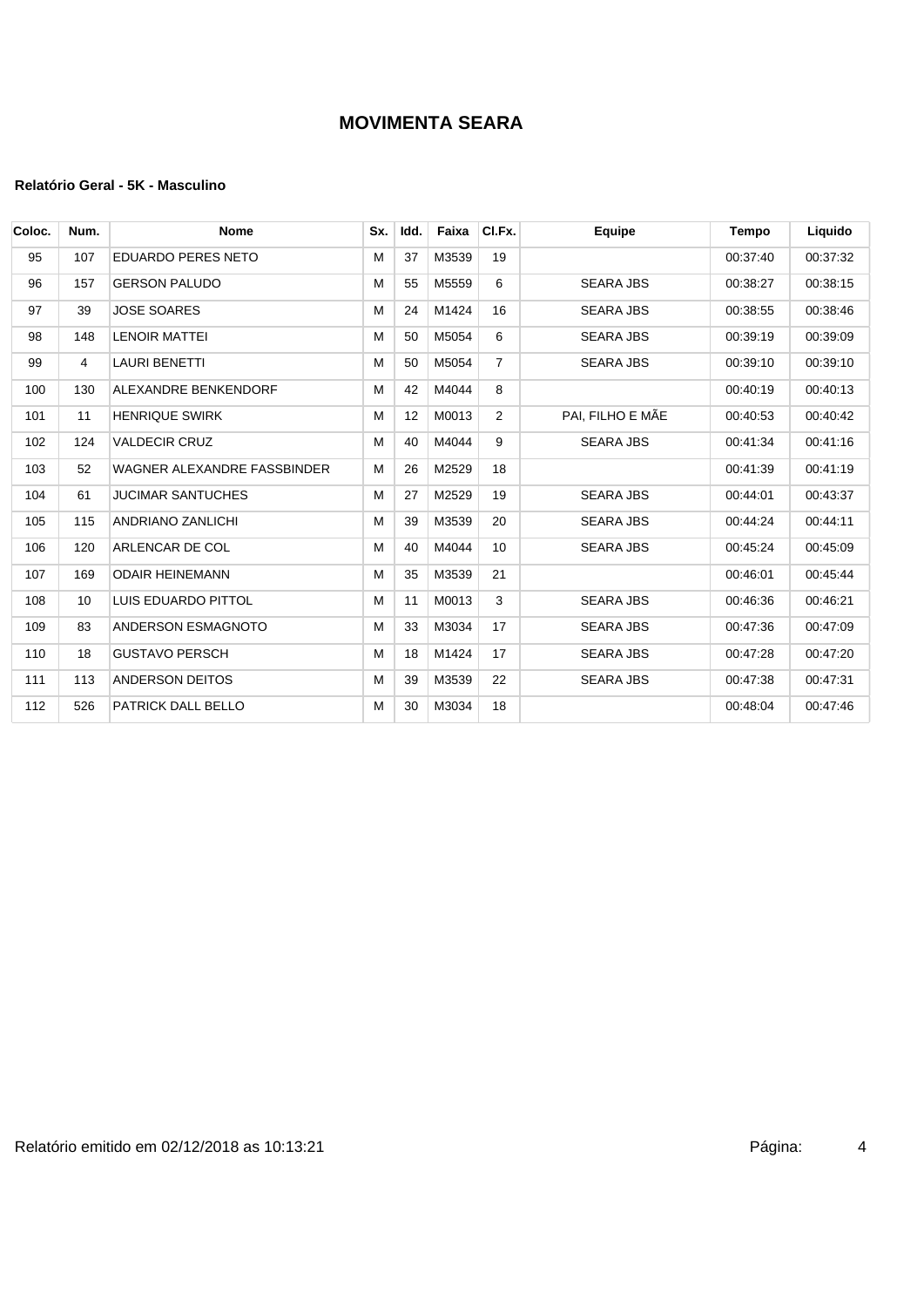# MOVIMENTA SEARA

**Relatório Geral - 5K - Masculino**

| Coloc. | Num. | Nome | Sx. | Idd. | Faixa | Cl.Fx. | Equipe | Tempo | Liquido |
|---|---|---|---|---|---|---|---|---|---|
| 95 | 107 | EDUARDO PERES NETO | M | 37 | M3539 | 19 | | 00:37:40 | 00:37:32 |
| 96 | 157 | GERSON PALUDO | M | 55 | M5559 | 6 | SEARA JBS | 00:38:27 | 00:38:15 |
| 97 | 39 | JOSE SOARES | M | 24 | M1424 | 16 | SEARA JBS | 00:38:55 | 00:38:46 |
| 98 | 148 | LENOIR MATTEI | M | 50 | M5054 | 6 | SEARA JBS | 00:39:19 | 00:39:09 |
| 99 | 4 | LAURI BENETTI | M | 50 | M5054 | 7 | SEARA JBS | 00:39:10 | 00:39:10 |
| 100 | 130 | ALEXANDRE BENKENDORF | M | 42 | M4044 | 8 | | 00:40:19 | 00:40:13 |
| 101 | 11 | HENRIQUE SWIRK | M | 12 | M0013 | 2 | PAI, FILHO E MÃE | 00:40:53 | 00:40:42 |
| 102 | 124 | VALDECIR CRUZ | M | 40 | M4044 | 9 | SEARA JBS | 00:41:34 | 00:41:16 |
| 103 | 52 | WAGNER ALEXANDRE FASSBINDER | M | 26 | M2529 | 18 | | 00:41:39 | 00:41:19 |
| 104 | 61 | JUCIMAR SANTUCHES | M | 27 | M2529 | 19 | SEARA JBS | 00:44:01 | 00:43:37 |
| 105 | 115 | ANDRIANO ZANLICHI | M | 39 | M3539 | 20 | SEARA JBS | 00:44:24 | 00:44:11 |
| 106 | 120 | ARLENCAR DE COL | M | 40 | M4044 | 10 | SEARA JBS | 00:45:24 | 00:45:09 |
| 107 | 169 | ODAIR HEINEMANN | M | 35 | M3539 | 21 | | 00:46:01 | 00:45:44 |
| 108 | 10 | LUIS EDUARDO PITTOL | M | 11 | M0013 | 3 | SEARA JBS | 00:46:36 | 00:46:21 |
| 109 | 83 | ANDERSON ESMAGNOTO | M | 33 | M3034 | 17 | SEARA JBS | 00:47:36 | 00:47:09 |
| 110 | 18 | GUSTAVO PERSCH | M | 18 | M1424 | 17 | SEARA JBS | 00:47:28 | 00:47:20 |
| 111 | 113 | ANDERSON DEITOS | M | 39 | M3539 | 22 | SEARA JBS | 00:47:38 | 00:47:31 |
| 112 | 526 | PATRICK DALL BELLO | M | 30 | M3034 | 18 | | 00:48:04 | 00:47:46 |

Relatório emitido em 02/12/2018 as 10:13:21